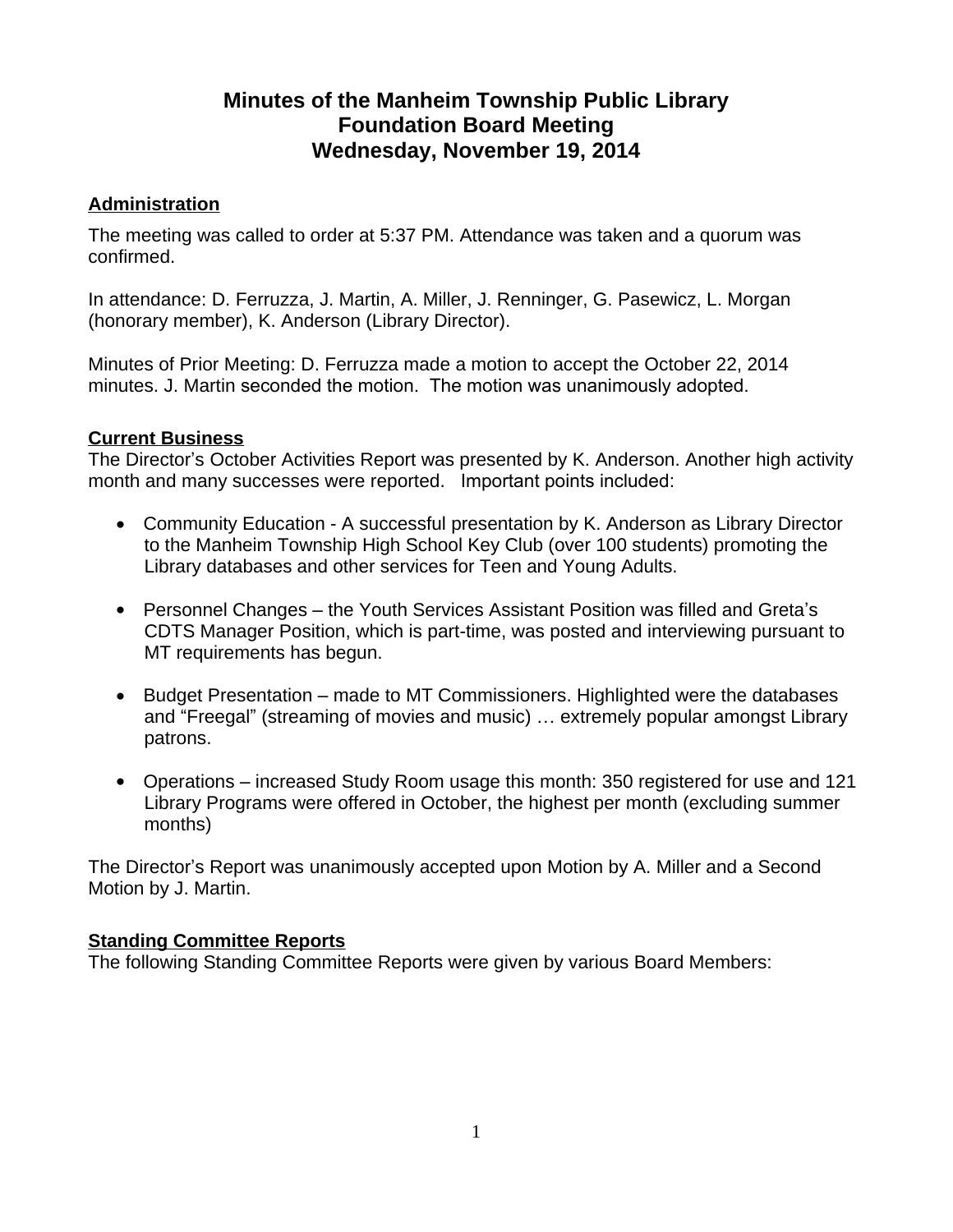# Minutes of the Manheim Township Public Library Foundation Board Meeting Wednesday, November 19, 2014

## Administration

The meeting was called to order at 5:37 PM. Attendance was taken and a quorum was confirmed.

In attendance: D. Ferruzza, J. Martin, A. Miller, J. Renninger, G. Pasewicz, L. Morgan (honorary member), K. Anderson (Library Director).

Minutes of Prior Meeting: D. Ferruzza made a motion to accept the October 22, 2014 minutes. J. Martin seconded the motion. The motion was unanimously adopted.

## Current Business

The Director's October Activities Report was presented by K. Anderson. Another high activity month and many successes were reported. Important points included:

- Community Education - A successful presentation by K. Anderson as Library Director to the Manheim Township High School Key Club (over 100 students) promoting the Library databases and other services for Teen and Young Adults.
- Personnel Changes – the Youth Services Assistant Position was filled and Greta's CDTS Manager Position, which is part-time, was posted and interviewing pursuant to MT requirements has begun.
- Budget Presentation – made to MT Commissioners. Highlighted were the databases and "Freegal" (streaming of movies and music) … extremely popular amongst Library patrons.
- Operations – increased Study Room usage this month: 350 registered for use and 121 Library Programs were offered in October, the highest per month (excluding summer months)

The Director's Report was unanimously accepted upon Motion by A. Miller and a Second Motion by J. Martin.

## Standing Committee Reports

The following Standing Committee Reports were given by various Board Members: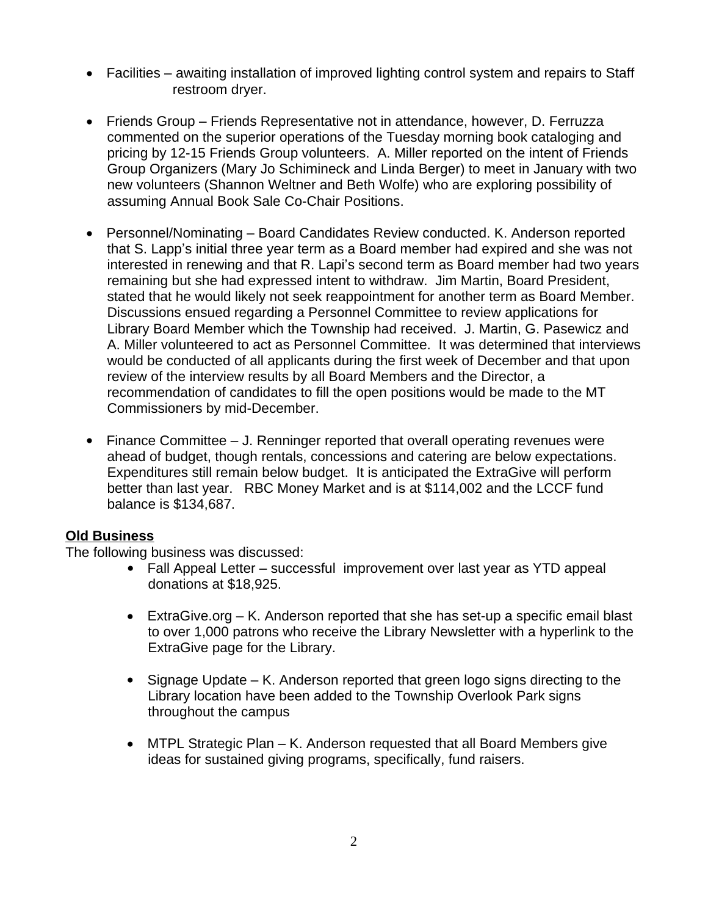- Facilities – awaiting installation of improved lighting control system and repairs to Staff restroom dryer.

- Friends Group – Friends Representative not in attendance, however, D. Ferruzza commented on the superior operations of the Tuesday morning book cataloging and pricing by 12-15 Friends Group volunteers. A. Miller reported on the intent of Friends Group Organizers (Mary Jo Schimineck and Linda Berger) to meet in January with two new volunteers (Shannon Weltner and Beth Wolfe) who are exploring possibility of assuming Annual Book Sale Co-Chair Positions.

- Personnel/Nominating – Board Candidates Review conducted. K. Anderson reported that S. Lapp's initial three year term as a Board member had expired and she was not interested in renewing and that R. Lapi's second term as Board member had two years remaining but she had expressed intent to withdraw. Jim Martin, Board President, stated that he would likely not seek reappointment for another term as Board Member. Discussions ensued regarding a Personnel Committee to review applications for Library Board Member which the Township had received. J. Martin, G. Pasewicz and A. Miller volunteered to act as Personnel Committee. It was determined that interviews would be conducted of all applicants during the first week of December and that upon review of the interview results by all Board Members and the Director, a recommendation of candidates to fill the open positions would be made to the MT Commissioners by mid-December.

- Finance Committee – J. Renninger reported that overall operating revenues were ahead of budget, though rentals, concessions and catering are below expectations. Expenditures still remain below budget. It is anticipated the ExtraGive will perform better than last year. RBC Money Market and is at $114,002 and the LCCF fund balance is $134,687.

**Old Business**

The following business was discussed:

- Fall Appeal Letter – successful improvement over last year as YTD appeal donations at $18,925.

- ExtraGive.org – K. Anderson reported that she has set-up a specific email blast to over 1,000 patrons who receive the Library Newsletter with a hyperlink to the ExtraGive page for the Library.

- Signage Update – K. Anderson reported that green logo signs directing to the Library location have been added to the Township Overlook Park signs throughout the campus

- MTPL Strategic Plan – K. Anderson requested that all Board Members give ideas for sustained giving programs, specifically, fund raisers.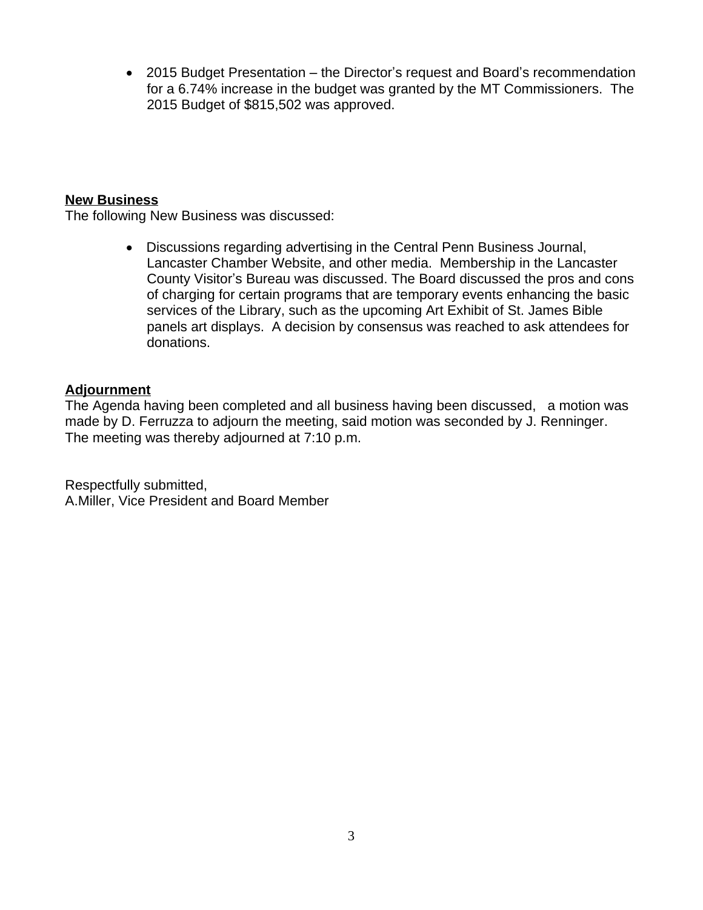- 2015 Budget Presentation – the Director's request and Board's recommendation for a 6.74% increase in the budget was granted by the MT Commissioners. The 2015 Budget of $815,502 was approved.

**New Business**

The following New Business was discussed:

- Discussions regarding advertising in the Central Penn Business Journal, Lancaster Chamber Website, and other media. Membership in the Lancaster County Visitor's Bureau was discussed. The Board discussed the pros and cons of charging for certain programs that are temporary events enhancing the basic services of the Library, such as the upcoming Art Exhibit of St. James Bible panels art displays. A decision by consensus was reached to ask attendees for donations.

**Adjournment**

The Agenda having been completed and all business having been discussed, a motion was made by D. Ferruzza to adjourn the meeting, said motion was seconded by J. Renninger. The meeting was thereby adjourned at 7:10 p.m.

Respectfully submitted,
A.Miller, Vice President and Board Member